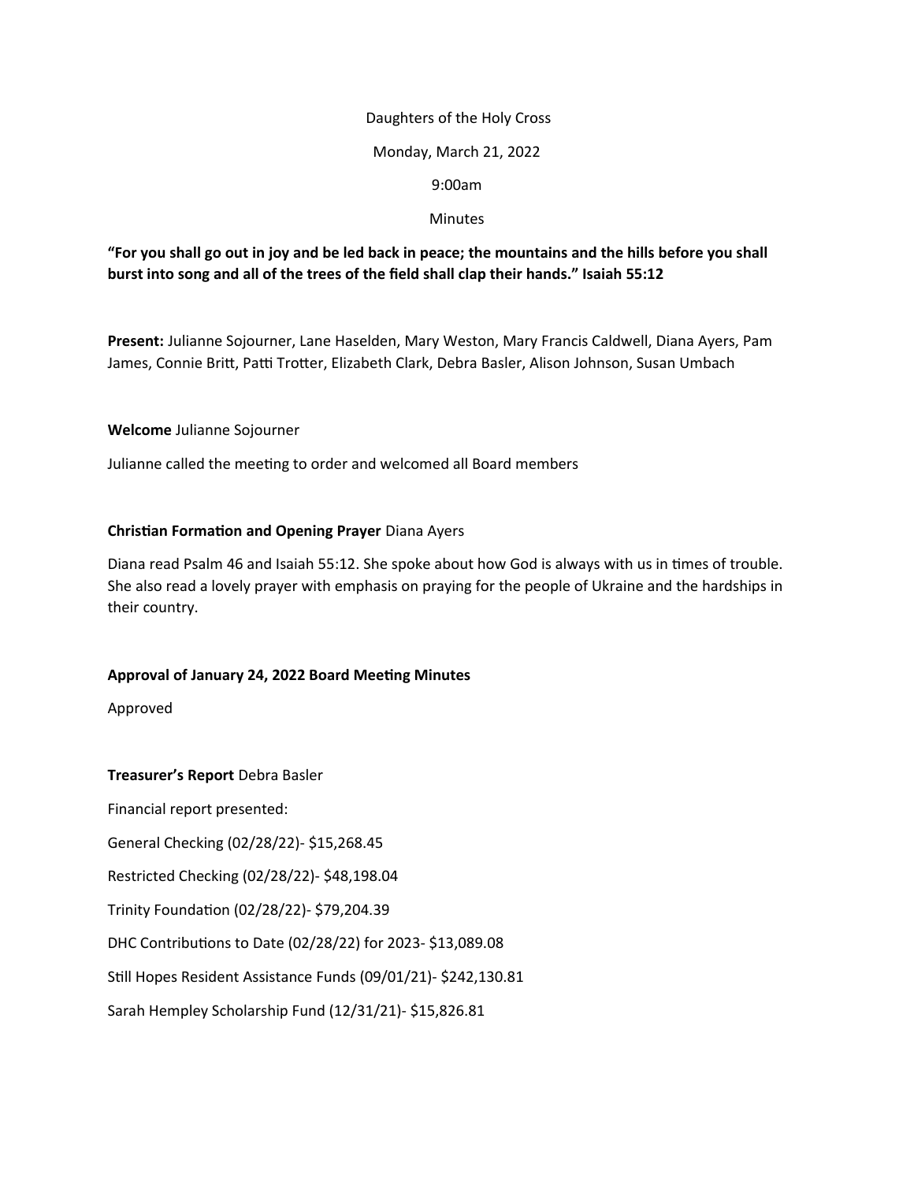Daughters of the Holy Cross

Monday, March 21, 2022

9:00am

Minutes

**"For you shall go out in joy and be led back in peace; the mountains and the hills before you shall burst into song and all of the trees of the field shall clap their hands." Isaiah 55:12**

**Present:** Julianne Sojourner, Lane Haselden, Mary Weston, Mary Francis Caldwell, Diana Ayers, Pam James, Connie Britt, Patti Trotter, Elizabeth Clark, Debra Basler, Alison Johnson, Susan Umbach

**Welcome** Julianne Sojourner

Julianne called the meeting to order and welcomed all Board members

**Christian Formation and Opening Prayer** Diana Ayers

Diana read Psalm 46 and Isaiah 55:12. She spoke about how God is always with us in times of trouble. She also read a lovely prayer with emphasis on praying for the people of Ukraine and the hardships in their country.

**Approval of January 24, 2022 Board Meeting Minutes**

Approved

**Treasurer's Report** Debra Basler

Financial report presented:

General Checking (02/28/22)- $15,268.45

Restricted Checking (02/28/22)- $48,198.04

Trinity Foundation (02/28/22)- $79,204.39

DHC Contributions to Date (02/28/22) for 2023- $13,089.08

Still Hopes Resident Assistance Funds (09/01/21)- $242,130.81

Sarah Hempley Scholarship Fund (12/31/21)- $15,826.81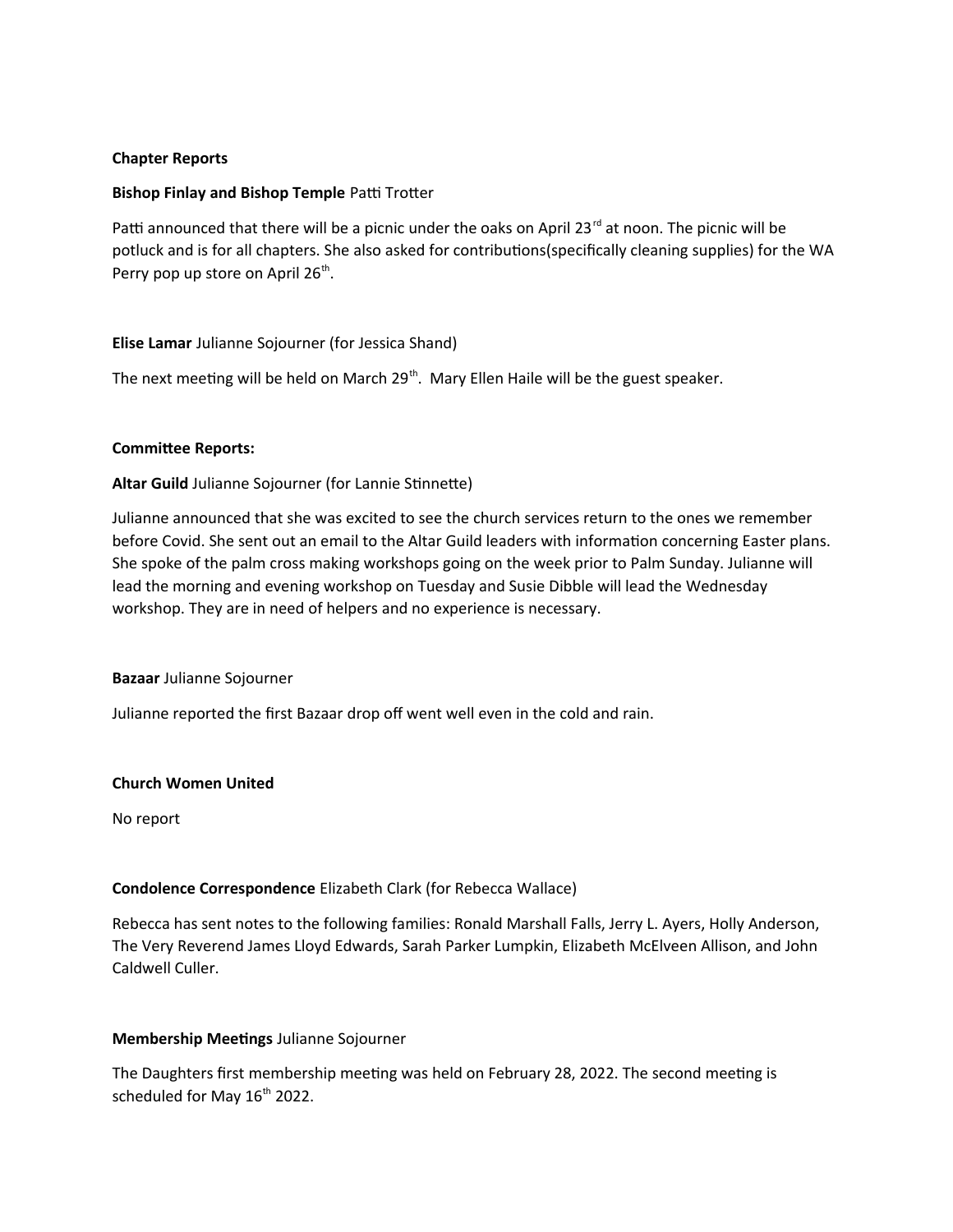**Chapter Reports**

**Bishop Finlay and Bishop Temple** Patti Trotter

Patti announced that there will be a picnic under the oaks on April 23rd at noon. The picnic will be potluck and is for all chapters. She also asked for contributions(specifically cleaning supplies) for the WA Perry pop up store on April 26th.

**Elise Lamar** Julianne Sojourner (for Jessica Shand)

The next meeting will be held on March 29th. Mary Ellen Haile will be the guest speaker.

**Committee Reports:**

**Altar Guild** Julianne Sojourner (for Lannie Stinnette)

Julianne announced that she was excited to see the church services return to the ones we remember before Covid. She sent out an email to the Altar Guild leaders with information concerning Easter plans. She spoke of the palm cross making workshops going on the week prior to Palm Sunday. Julianne will lead the morning and evening workshop on Tuesday and Susie Dibble will lead the Wednesday workshop. They are in need of helpers and no experience is necessary.

**Bazaar** Julianne Sojourner

Julianne reported the first Bazaar drop off went well even in the cold and rain.

**Church Women United**

No report

**Condolence Correspondence** Elizabeth Clark (for Rebecca Wallace)

Rebecca has sent notes to the following families: Ronald Marshall Falls, Jerry L. Ayers, Holly Anderson, The Very Reverend James Lloyd Edwards, Sarah Parker Lumpkin, Elizabeth McElveen Allison, and John Caldwell Culler.

**Membership Meetings** Julianne Sojourner

The Daughters first membership meeting was held on February 28, 2022. The second meeting is scheduled for May 16th 2022.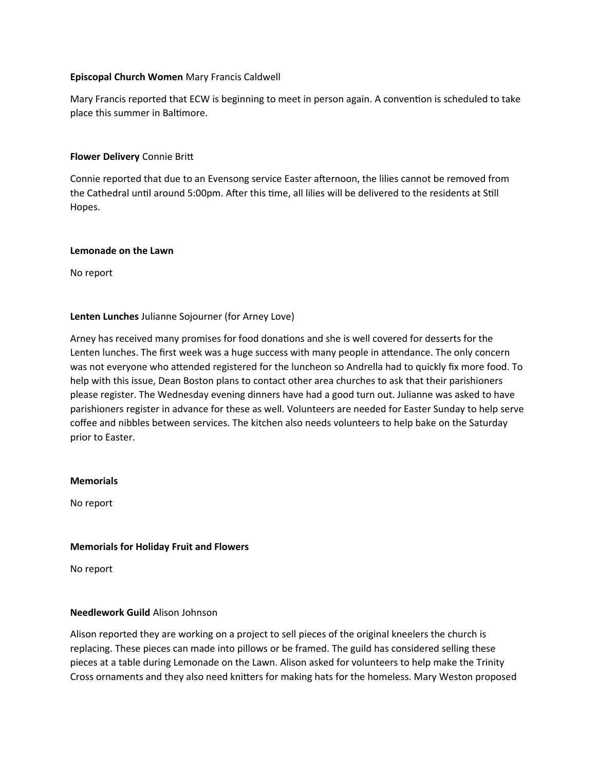**Episcopal Church Women** Mary Francis Caldwell

Mary Francis reported that ECW is beginning to meet in person again. A convention is scheduled to take place this summer in Baltimore.

**Flower Delivery** Connie Britt

Connie reported that due to an Evensong service Easter afternoon, the lilies cannot be removed from the Cathedral until around 5:00pm. After this time, all lilies will be delivered to the residents at Still Hopes.

**Lemonade on the Lawn**

No report

**Lenten Lunches** Julianne Sojourner (for Arney Love)

Arney has received many promises for food donations and she is well covered for desserts for the Lenten lunches. The first week was a huge success with many people in attendance. The only concern was not everyone who attended registered for the luncheon so Andrella had to quickly fix more food. To help with this issue, Dean Boston plans to contact other area churches to ask that their parishioners please register. The Wednesday evening dinners have had a good turn out. Julianne was asked to have parishioners register in advance for these as well. Volunteers are needed for Easter Sunday to help serve coffee and nibbles between services. The kitchen also needs volunteers to help bake on the Saturday prior to Easter.

**Memorials**

No report

**Memorials for Holiday Fruit and Flowers**

No report

**Needlework Guild** Alison Johnson

Alison reported they are working on a project to sell pieces of the original kneelers the church is replacing. These pieces can made into pillows or be framed. The guild has considered selling these pieces at a table during Lemonade on the Lawn. Alison asked for volunteers to help make the Trinity Cross ornaments and they also need knitters for making hats for the homeless. Mary Weston proposed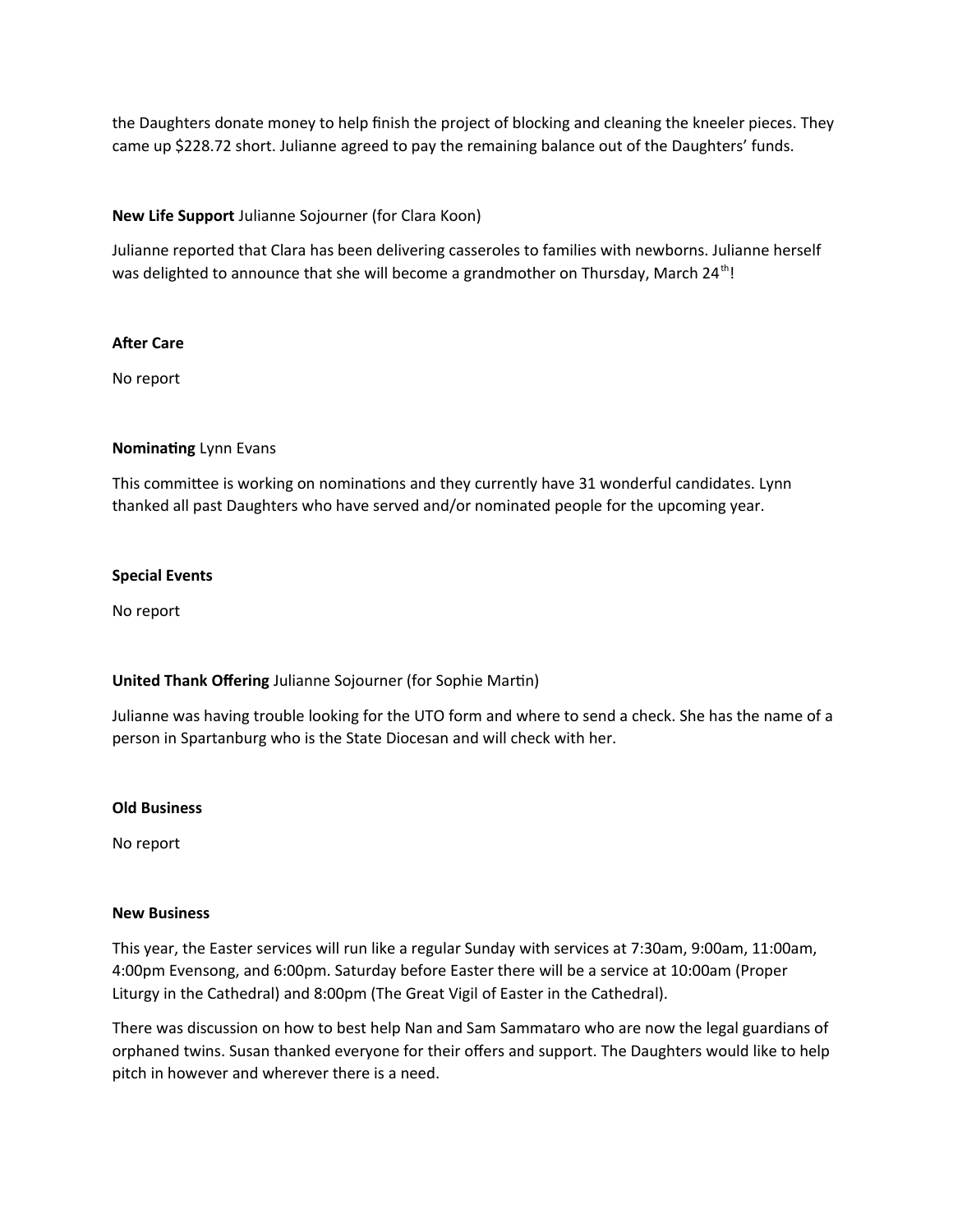the Daughters donate money to help finish the project of blocking and cleaning the kneeler pieces. They came up $228.72 short. Julianne agreed to pay the remaining balance out of the Daughters' funds.

**New Life Support** Julianne Sojourner (for Clara Koon)

Julianne reported that Clara has been delivering casseroles to families with newborns. Julianne herself was delighted to announce that she will become a grandmother on Thursday, March 24th!

**After Care**

No report

**Nominating** Lynn Evans

This committee is working on nominations and they currently have 31 wonderful candidates. Lynn thanked all past Daughters who have served and/or nominated people for the upcoming year.

**Special Events**

No report

**United Thank Offering** Julianne Sojourner (for Sophie Martin)

Julianne was having trouble looking for the UTO form and where to send a check. She has the name of a person in Spartanburg who is the State Diocesan and will check with her.

**Old Business**

No report

**New Business**

This year, the Easter services will run like a regular Sunday with services at 7:30am, 9:00am, 11:00am, 4:00pm Evensong, and 6:00pm. Saturday before Easter there will be a service at 10:00am (Proper Liturgy in the Cathedral) and 8:00pm (The Great Vigil of Easter in the Cathedral).

There was discussion on how to best help Nan and Sam Sammataro who are now the legal guardians of orphaned twins. Susan thanked everyone for their offers and support. The Daughters would like to help pitch in however and wherever there is a need.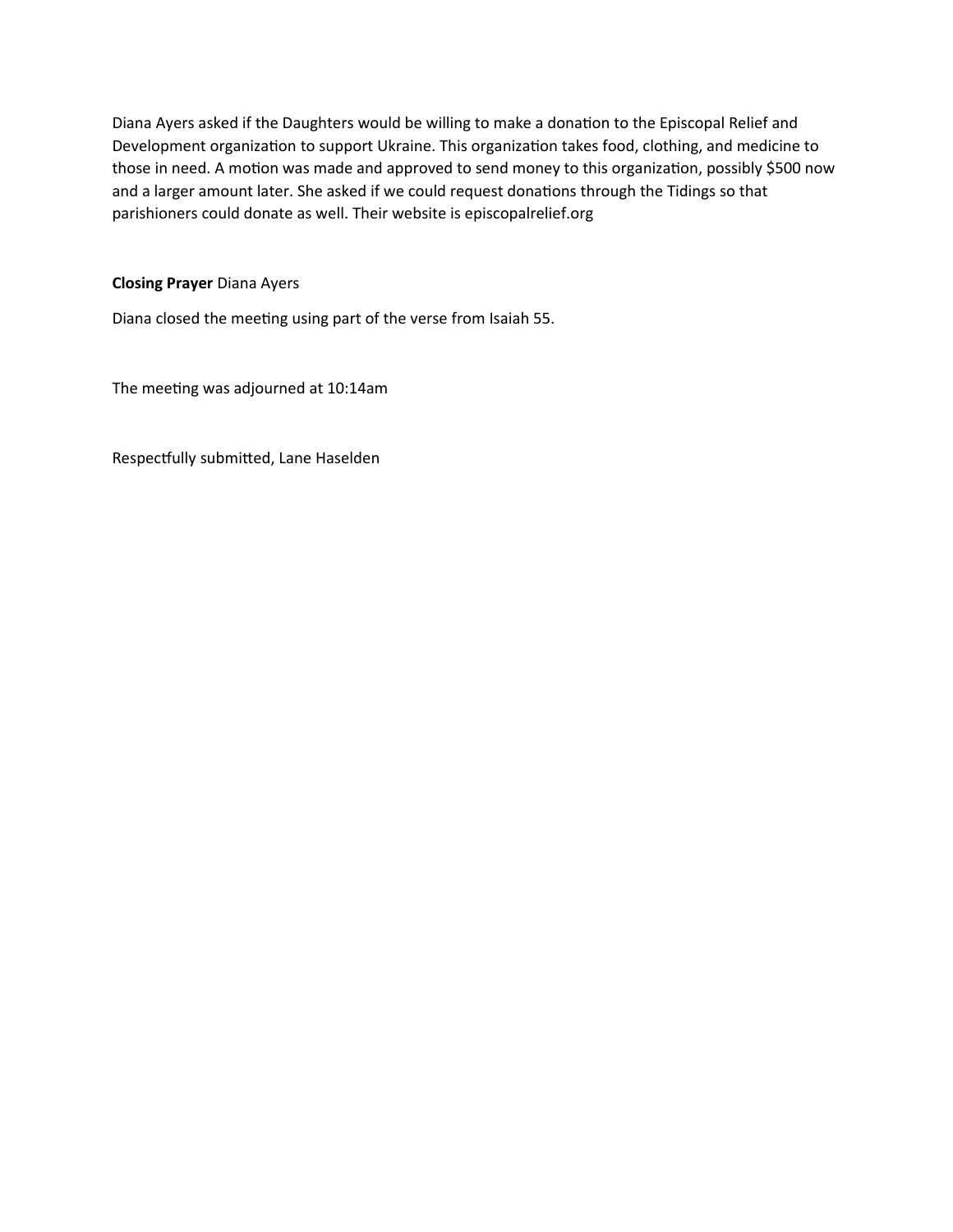Diana Ayers asked if the Daughters would be willing to make a donation to the Episcopal Relief and Development organization to support Ukraine. This organization takes food, clothing, and medicine to those in need. A motion was made and approved to send money to this organization, possibly $500 now and a larger amount later. She asked if we could request donations through the Tidings so that parishioners could donate as well. Their website is episcopalrelief.org

**Closing Prayer** Diana Ayers

Diana closed the meeting using part of the verse from Isaiah 55.

The meeting was adjourned at 10:14am

Respectfully submitted, Lane Haselden